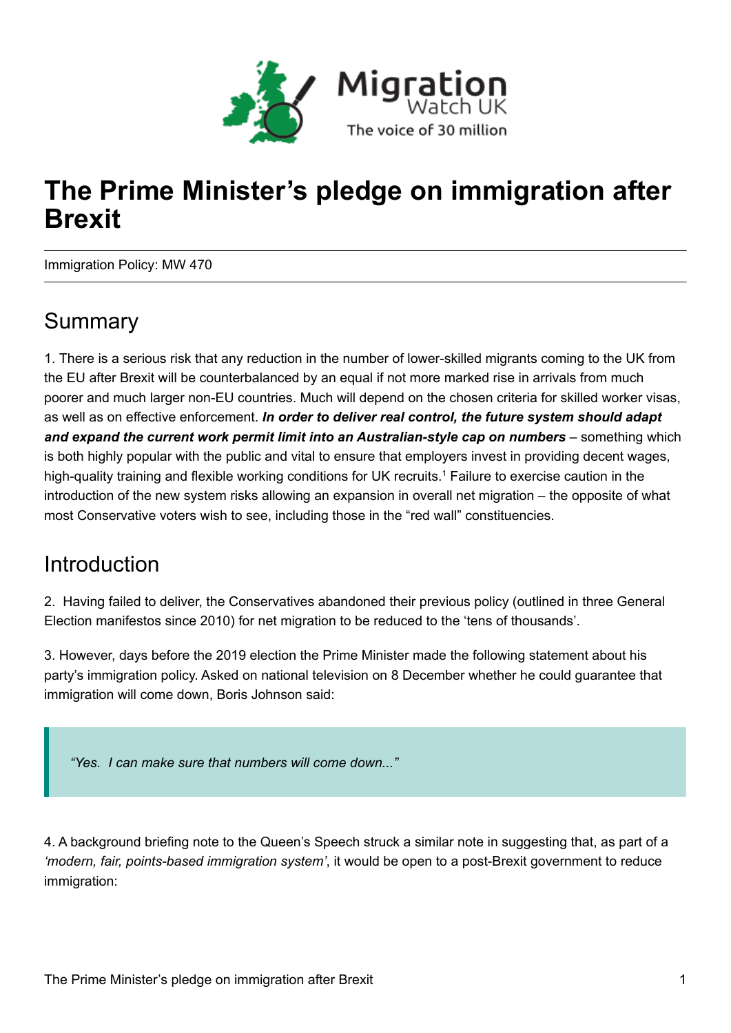Migration Watch UK

The voice of 30 million

# The Prime Minister's pledge on immigration after Brexit

Immigration Policy: MW 470

## Summary

1. There is a serious risk that any reduction in the number of lower-skilled migrants coming to the UK from the EU after Brexit will be counterbalanced by an equal if not more marked rise in arrivals from much poorer and much larger non-EU countries. Much will depend on the chosen criteria for skilled worker visas, as well as on effective enforcement. ***In order to deliver real control, the future system should adapt and expand the current work permit limit into an Australian-style cap on numbers*** – something which is both highly popular with the public and vital to ensure that employers invest in providing decent wages, high-quality training and flexible working conditions for UK recruits.[1] Failure to exercise caution in the introduction of the new system risks allowing an expansion in overall net migration – the opposite of what most Conservative voters wish to see, including those in the "red wall" constituencies.

## Introduction

2. Having failed to deliver, the Conservatives abandoned their previous policy (outlined in three General Election manifestos since 2010) for net migration to be reduced to the 'tens of thousands'.

3. However, days before the 2019 election the Prime Minister made the following statement about his party's immigration policy. Asked on national television on 8 December whether he could guarantee that immigration will come down, Boris Johnson said:

> *"Yes. I can make sure that numbers will come down..."*

4. A background briefing note to the Queen's Speech struck a similar note in suggesting that, as part of a *'modern, fair, points-based immigration system'*, it would be open to a post-Brexit government to reduce immigration: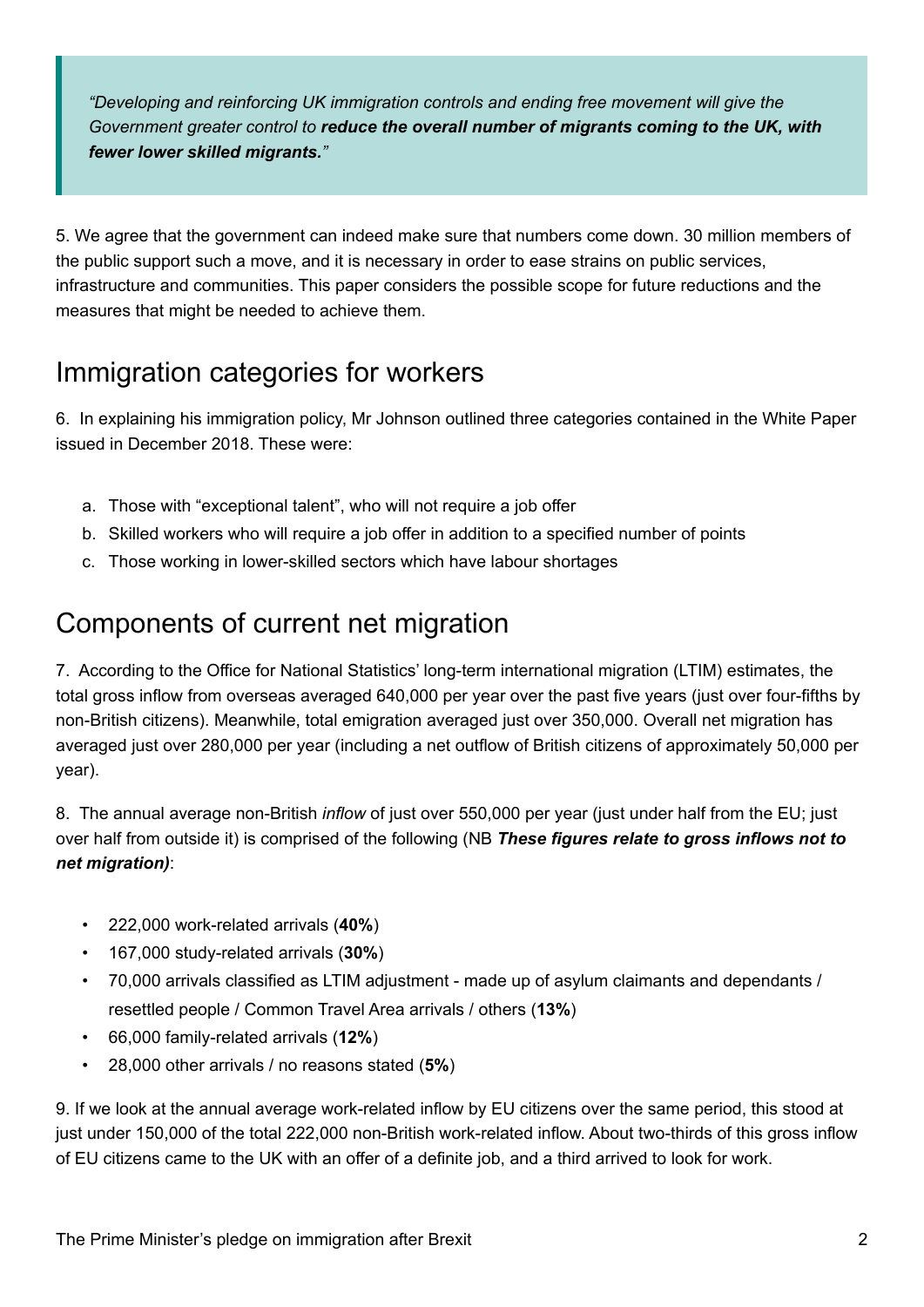> *"Developing and reinforcing UK immigration controls and ending free movement will give the Government greater control to **reduce the overall number of migrants coming to the UK, with fewer lower skilled migrants.**"*

5. We agree that the government can indeed make sure that numbers come down. 30 million members of the public support such a move, and it is necessary in order to ease strains on public services, infrastructure and communities. This paper considers the possible scope for future reductions and the measures that might be needed to achieve them.

## Immigration categories for workers

6. In explaining his immigration policy, Mr Johnson outlined three categories contained in the White Paper issued in December 2018. These were:

a. Those with "exceptional talent", who will not require a job offer
b. Skilled workers who will require a job offer in addition to a specified number of points
c. Those working in lower-skilled sectors which have labour shortages

## Components of current net migration

7. According to the Office for National Statistics' long-term international migration (LTIM) estimates, the total gross inflow from overseas averaged 640,000 per year over the past five years (just over four-fifths by non-British citizens). Meanwhile, total emigration averaged just over 350,000. Overall net migration has averaged just over 280,000 per year (including a net outflow of British citizens of approximately 50,000 per year).

8. The annual average non-British *inflow* of just over 550,000 per year (just under half from the EU; just over half from outside it) is comprised of the following (NB ***These figures relate to gross inflows not to net migration)***:

- 222,000 work-related arrivals (**40%**)
- 167,000 study-related arrivals (**30%**)
- 70,000 arrivals classified as LTIM adjustment - made up of asylum claimants and dependants / resettled people / Common Travel Area arrivals / others (**13%**)
- 66,000 family-related arrivals (**12%**)
- 28,000 other arrivals / no reasons stated (**5%**)

9. If we look at the annual average work-related inflow by EU citizens over the same period, this stood at just under 150,000 of the total 222,000 non-British work-related inflow. About two-thirds of this gross inflow of EU citizens came to the UK with an offer of a definite job, and a third arrived to look for work.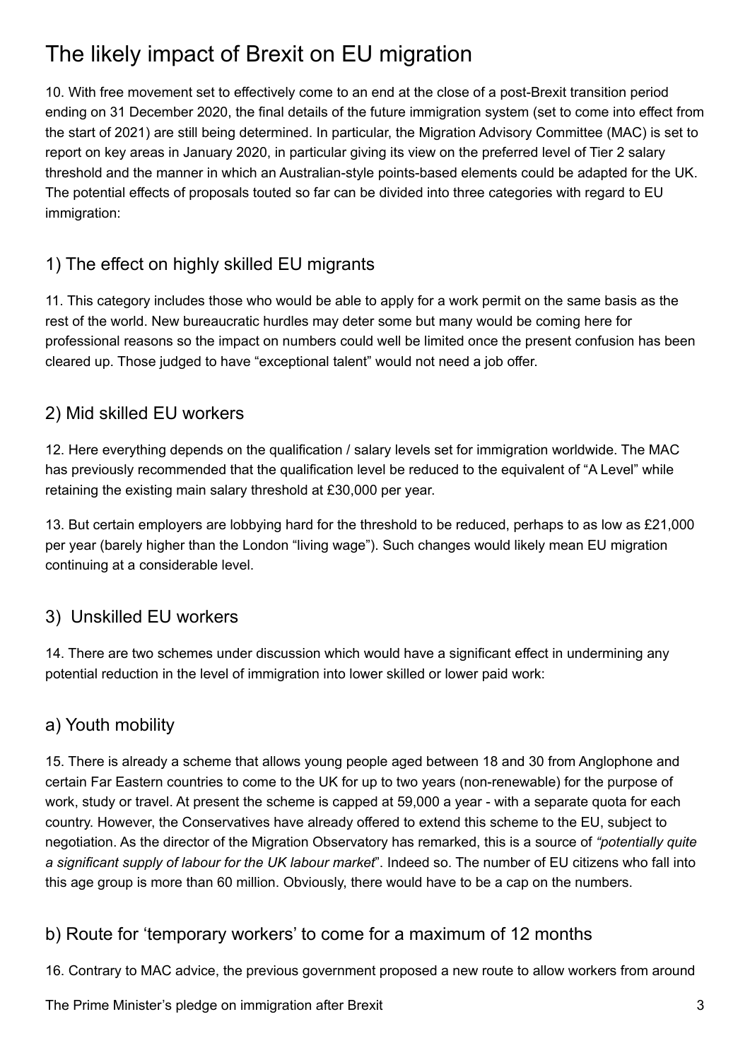# The likely impact of Brexit on EU migration

10. With free movement set to effectively come to an end at the close of a post-Brexit transition period ending on 31 December 2020, the final details of the future immigration system (set to come into effect from the start of 2021) are still being determined. In particular, the Migration Advisory Committee (MAC) is set to report on key areas in January 2020, in particular giving its view on the preferred level of Tier 2 salary threshold and the manner in which an Australian-style points-based elements could be adapted for the UK. The potential effects of proposals touted so far can be divided into three categories with regard to EU immigration:

## 1) The effect on highly skilled EU migrants

11. This category includes those who would be able to apply for a work permit on the same basis as the rest of the world. New bureaucratic hurdles may deter some but many would be coming here for professional reasons so the impact on numbers could well be limited once the present confusion has been cleared up. Those judged to have "exceptional talent" would not need a job offer.

## 2) Mid skilled EU workers

12. Here everything depends on the qualification / salary levels set for immigration worldwide. The MAC has previously recommended that the qualification level be reduced to the equivalent of "A Level" while retaining the existing main salary threshold at £30,000 per year.

13. But certain employers are lobbying hard for the threshold to be reduced, perhaps to as low as £21,000 per year (barely higher than the London "living wage"). Such changes would likely mean EU migration continuing at a considerable level.

## 3) Unskilled EU workers

14. There are two schemes under discussion which would have a significant effect in undermining any potential reduction in the level of immigration into lower skilled or lower paid work:

### a) Youth mobility

15. There is already a scheme that allows young people aged between 18 and 30 from Anglophone and certain Far Eastern countries to come to the UK for up to two years (non-renewable) for the purpose of work, study or travel. At present the scheme is capped at 59,000 a year - with a separate quota for each country. However, the Conservatives have already offered to extend this scheme to the EU, subject to negotiation. As the director of the Migration Observatory has remarked, this is a source of *"potentially quite a significant supply of labour for the UK labour market*". Indeed so. The number of EU citizens who fall into this age group is more than 60 million. Obviously, there would have to be a cap on the numbers.

### b) Route for 'temporary workers' to come for a maximum of 12 months

16. Contrary to MAC advice, the previous government proposed a new route to allow workers from around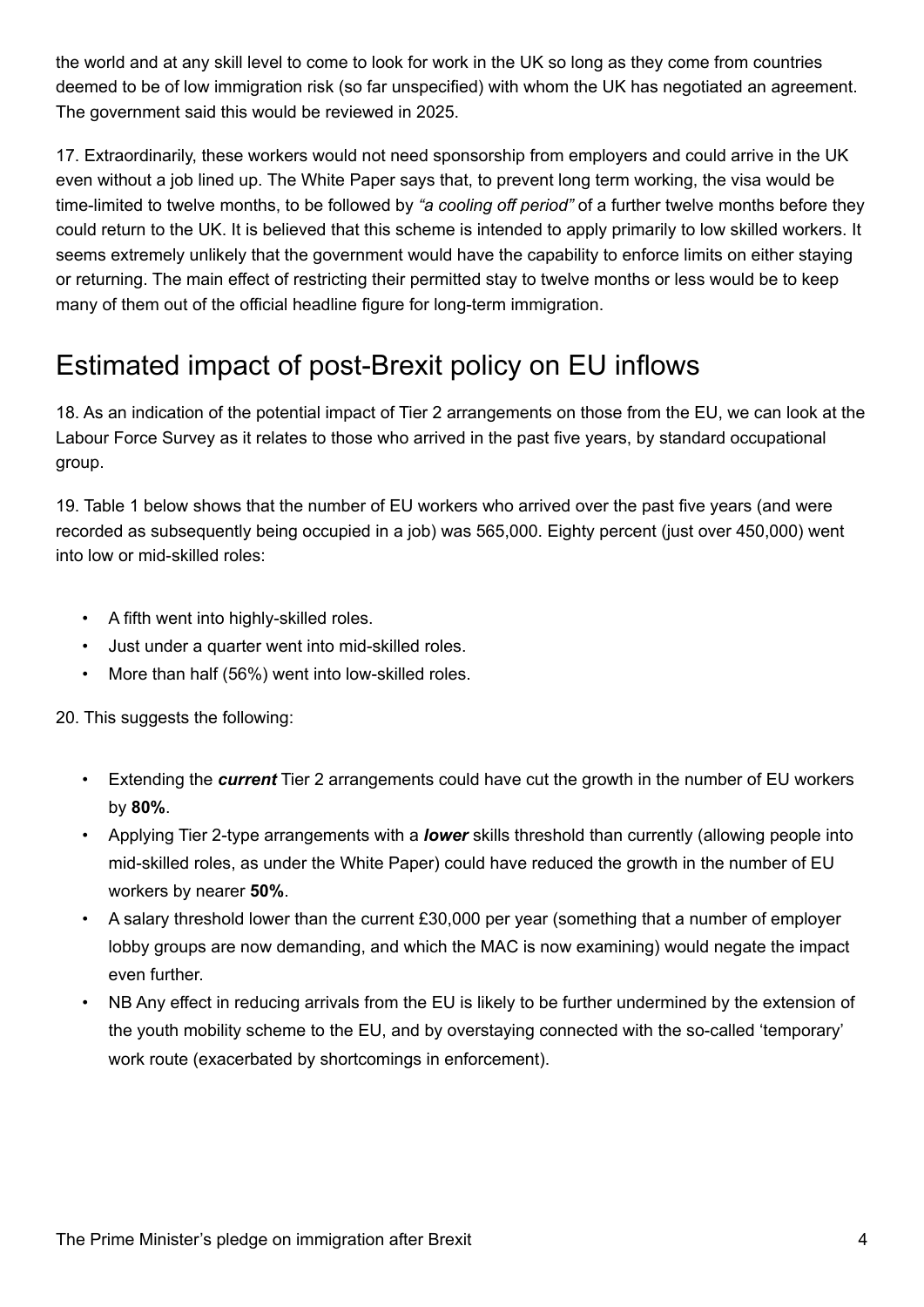the world and at any skill level to come to look for work in the UK so long as they come from countries deemed to be of low immigration risk (so far unspecified) with whom the UK has negotiated an agreement. The government said this would be reviewed in 2025.

17. Extraordinarily, these workers would not need sponsorship from employers and could arrive in the UK even without a job lined up. The White Paper says that, to prevent long term working, the visa would be time-limited to twelve months, to be followed by *"a cooling off period"* of a further twelve months before they could return to the UK. It is believed that this scheme is intended to apply primarily to low skilled workers. It seems extremely unlikely that the government would have the capability to enforce limits on either staying or returning. The main effect of restricting their permitted stay to twelve months or less would be to keep many of them out of the official headline figure for long-term immigration.

## Estimated impact of post-Brexit policy on EU inflows

18. As an indication of the potential impact of Tier 2 arrangements on those from the EU, we can look at the Labour Force Survey as it relates to those who arrived in the past five years, by standard occupational group.

19. Table 1 below shows that the number of EU workers who arrived over the past five years (and were recorded as subsequently being occupied in a job) was 565,000. Eighty percent (just over 450,000) went into low or mid-skilled roles:

- A fifth went into highly-skilled roles.
- Just under a quarter went into mid-skilled roles.
- More than half (56%) went into low-skilled roles.

20. This suggests the following:

- Extending the ***current*** Tier 2 arrangements could have cut the growth in the number of EU workers by **80%**.
- Applying Tier 2-type arrangements with a ***lower*** skills threshold than currently (allowing people into mid-skilled roles, as under the White Paper) could have reduced the growth in the number of EU workers by nearer **50%**.
- A salary threshold lower than the current £30,000 per year (something that a number of employer lobby groups are now demanding, and which the MAC is now examining) would negate the impact even further.
- NB Any effect in reducing arrivals from the EU is likely to be further undermined by the extension of the youth mobility scheme to the EU, and by overstaying connected with the so-called 'temporary' work route (exacerbated by shortcomings in enforcement).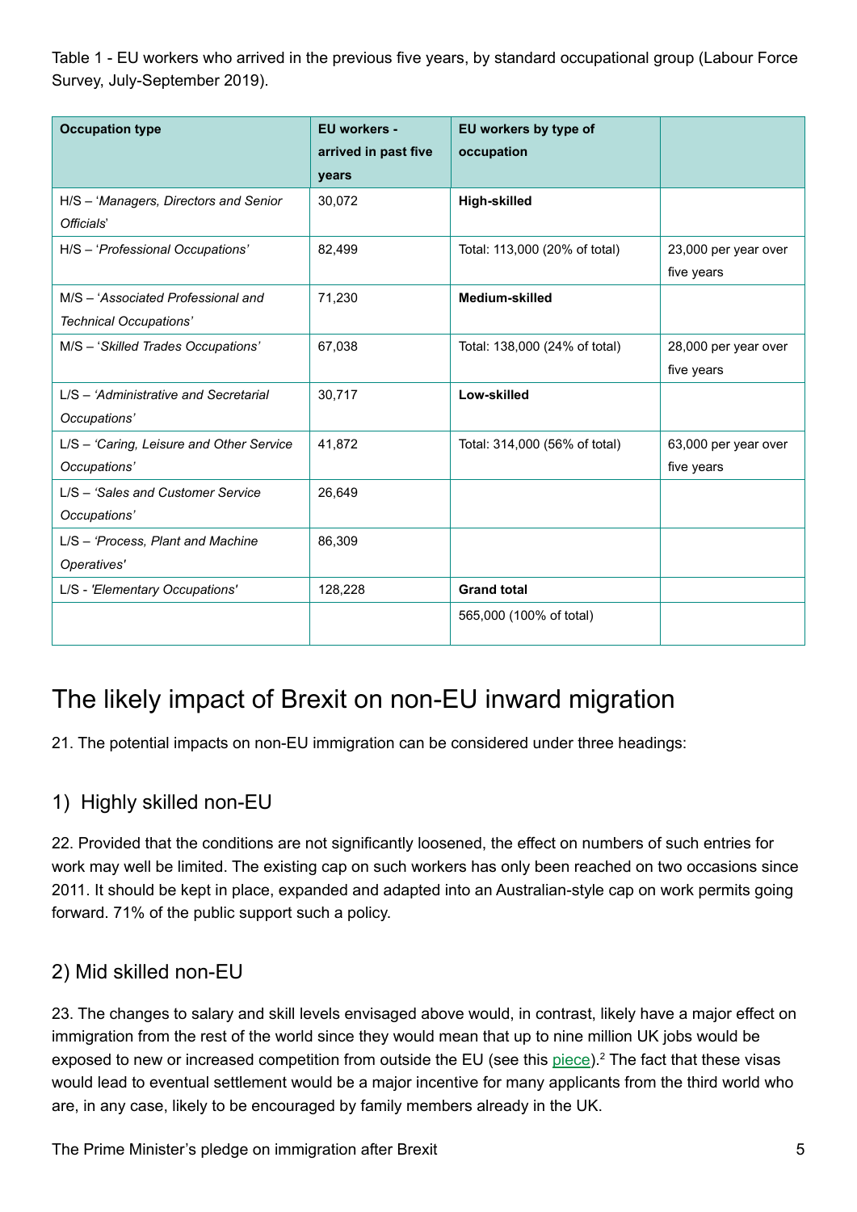Table 1 - EU workers who arrived in the previous five years, by standard occupational group (Labour Force Survey, July-September 2019).

| Occupation type | EU workers - arrived in past five years | EU workers by type of occupation | |
|---|---|---|---|
| H/S – '*Managers, Directors and Senior Officials*' | 30,072 | **High-skilled** | |
| H/S – '*Professional Occupations*' | 82,499 | Total: 113,000 (20% of total) | 23,000 per year over five years |
| M/S – '*Associated Professional and Technical Occupations*' | 71,230 | **Medium-skilled** | |
| M/S – '*Skilled Trades Occupations*' | 67,038 | Total: 138,000 (24% of total) | 28,000 per year over five years |
| L/S – '*Administrative and Secretarial Occupations*' | 30,717 | **Low-skilled** | |
| L/S – '*Caring, Leisure and Other Service Occupations*' | 41,872 | Total: 314,000 (56% of total) | 63,000 per year over five years |
| L/S – '*Sales and Customer Service Occupations*' | 26,649 | | |
| L/S – '*Process, Plant and Machine Operatives*' | 86,309 | | |
| L/S - '*Elementary Occupations*' | 128,228 | **Grand total** | |
| | | 565,000 (100% of total) | |

# The likely impact of Brexit on non-EU inward migration

21. The potential impacts on non-EU immigration can be considered under three headings:

## 1) Highly skilled non-EU

22. Provided that the conditions are not significantly loosened, the effect on numbers of such entries for work may well be limited. The existing cap on such workers has only been reached on two occasions since 2011. It should be kept in place, expanded and adapted into an Australian-style cap on work permits going forward. 71% of the public support such a policy.

## 2) Mid skilled non-EU

23. The changes to salary and skill levels envisaged above would, in contrast, likely have a major effect on immigration from the rest of the world since they would mean that up to nine million UK jobs would be exposed to new or increased competition from outside the EU (see this piece).[2] The fact that these visas would lead to eventual settlement would be a major incentive for many applicants from the third world who are, in any case, likely to be encouraged by family members already in the UK.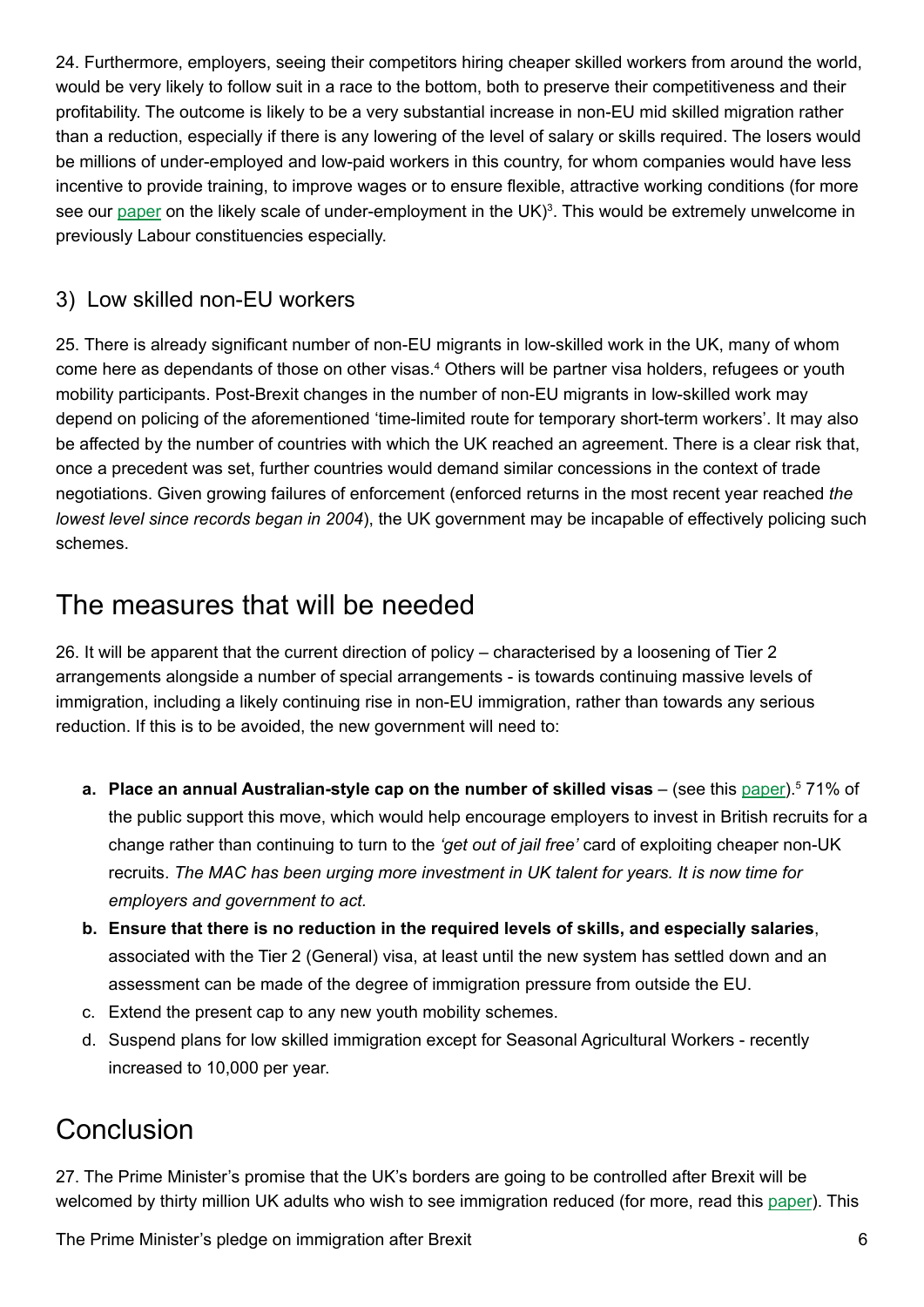24. Furthermore, employers, seeing their competitors hiring cheaper skilled workers from around the world, would be very likely to follow suit in a race to the bottom, both to preserve their competitiveness and their profitability. The outcome is likely to be a very substantial increase in non-EU mid skilled migration rather than a reduction, especially if there is any lowering of the level of salary or skills required. The losers would be millions of under-employed and low-paid workers in this country, for whom companies would have less incentive to provide training, to improve wages or to ensure flexible, attractive working conditions (for more see our paper on the likely scale of under-employment in the UK)[3]. This would be extremely unwelcome in previously Labour constituencies especially.

### 3) Low skilled non-EU workers

25. There is already significant number of non-EU migrants in low-skilled work in the UK, many of whom come here as dependants of those on other visas.[4] Others will be partner visa holders, refugees or youth mobility participants. Post-Brexit changes in the number of non-EU migrants in low-skilled work may depend on policing of the aforementioned 'time-limited route for temporary short-term workers'. It may also be affected by the number of countries with which the UK reached an agreement. There is a clear risk that, once a precedent was set, further countries would demand similar concessions in the context of trade negotiations. Given growing failures of enforcement (enforced returns in the most recent year reached *the lowest level since records began in 2004*), the UK government may be incapable of effectively policing such schemes.

## The measures that will be needed

26. It will be apparent that the current direction of policy – characterised by a loosening of Tier 2 arrangements alongside a number of special arrangements - is towards continuing massive levels of immigration, including a likely continuing rise in non-EU immigration, rather than towards any serious reduction. If this is to be avoided, the new government will need to:

a. **Place an annual Australian-style cap on the number of skilled visas** – (see this paper).[5] 71% of the public support this move, which would help encourage employers to invest in British recruits for a change rather than continuing to turn to the *'get out of jail free'* card of exploiting cheaper non-UK recruits. *The MAC has been urging more investment in UK talent for years. It is now time for employers and government to act.*
b. **Ensure that there is no reduction in the required levels of skills, and especially salaries**, associated with the Tier 2 (General) visa, at least until the new system has settled down and an assessment can be made of the degree of immigration pressure from outside the EU.
c. Extend the present cap to any new youth mobility schemes.
d. Suspend plans for low skilled immigration except for Seasonal Agricultural Workers - recently increased to 10,000 per year.

## Conclusion

27. The Prime Minister's promise that the UK's borders are going to be controlled after Brexit will be welcomed by thirty million UK adults who wish to see immigration reduced (for more, read this paper). This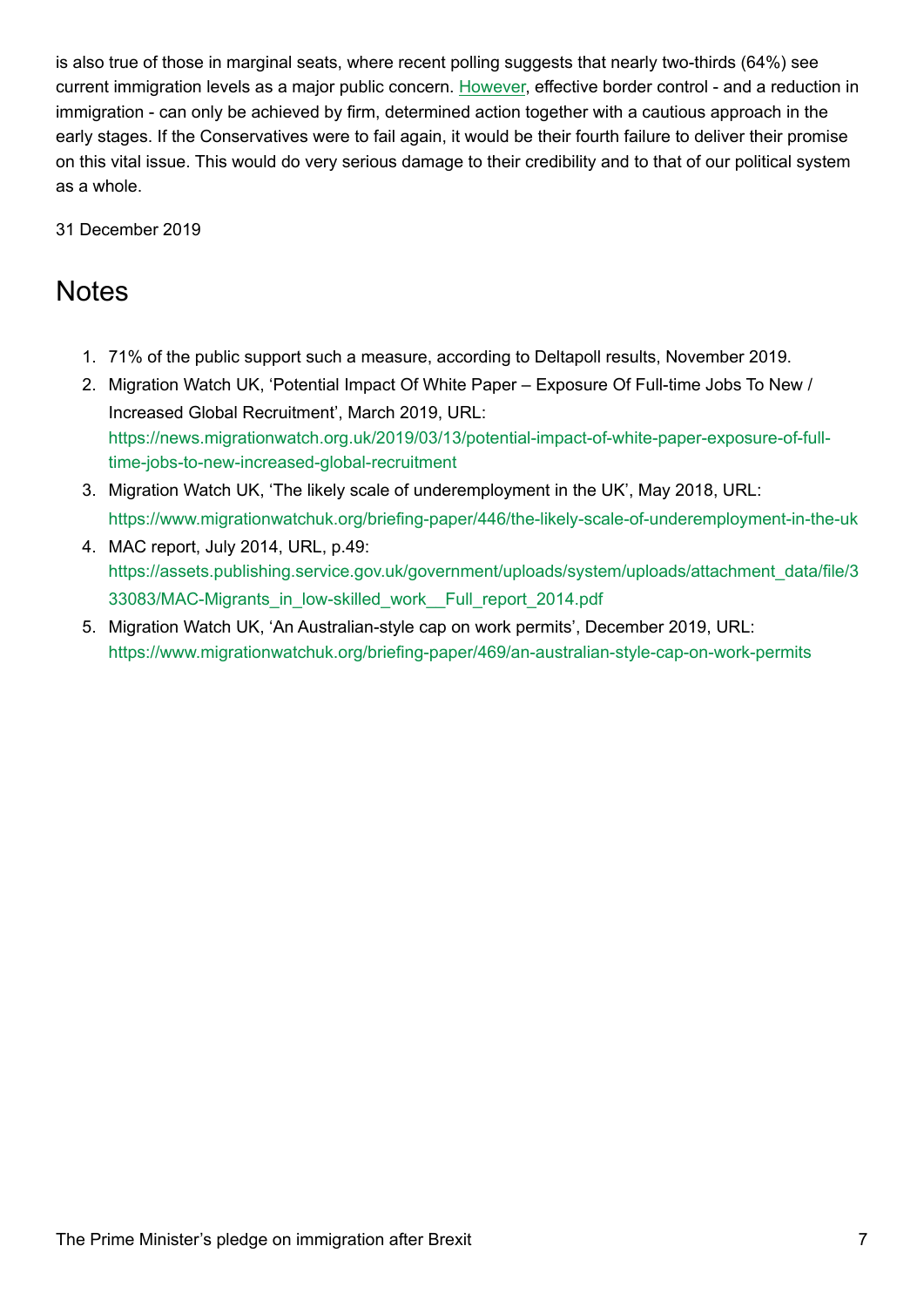is also true of those in marginal seats, where recent polling suggests that nearly two-thirds (64%) see current immigration levels as a major public concern. However, effective border control - and a reduction in immigration - can only be achieved by firm, determined action together with a cautious approach in the early stages. If the Conservatives were to fail again, it would be their fourth failure to deliver their promise on this vital issue. This would do very serious damage to their credibility and to that of our political system as a whole.

31 December 2019

# Notes

1. 71% of the public support such a measure, according to Deltapoll results, November 2019.
2. Migration Watch UK, 'Potential Impact Of White Paper – Exposure Of Full-time Jobs To New / Increased Global Recruitment', March 2019, URL: https://news.migrationwatch.org.uk/2019/03/13/potential-impact-of-white-paper-exposure-of-full-time-jobs-to-new-increased-global-recruitment
3. Migration Watch UK, 'The likely scale of underemployment in the UK', May 2018, URL: https://www.migrationwatchuk.org/briefing-paper/446/the-likely-scale-of-underemployment-in-the-uk
4. MAC report, July 2014, URL, p.49: https://assets.publishing.service.gov.uk/government/uploads/system/uploads/attachment_data/file/333083/MAC-Migrants_in_low-skilled_work__Full_report_2014.pdf
5. Migration Watch UK, 'An Australian-style cap on work permits', December 2019, URL: https://www.migrationwatchuk.org/briefing-paper/469/an-australian-style-cap-on-work-permits